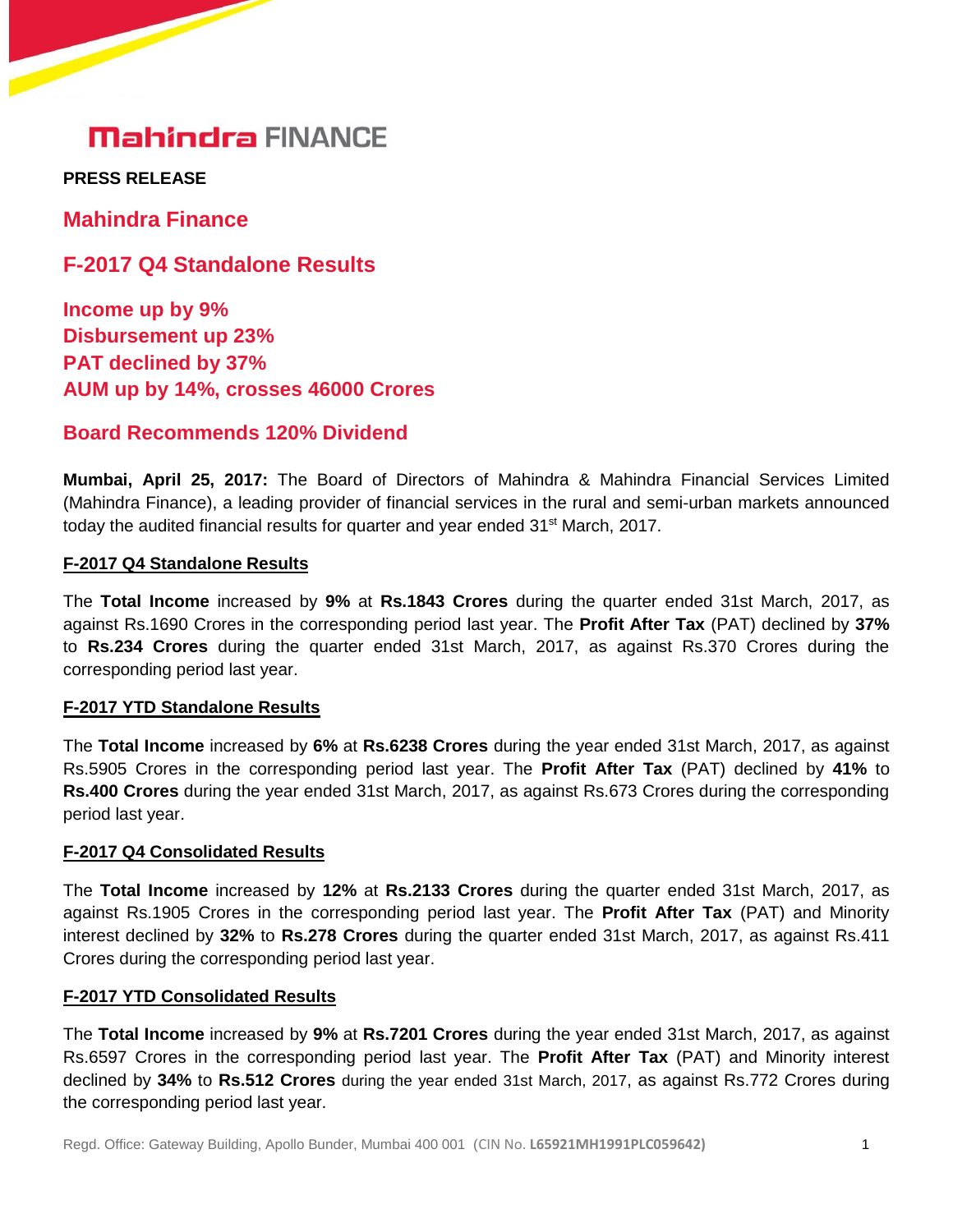Mahindra FINANCE

**PRESS RELEASE**

## Mahindra Finance

## F-2017 Q4 Standalone Results

**Income up by 9%**
**Disbursement up 23%**
**PAT declined by 37%**
**AUM up by 14%, crosses 46000 Crores**

## Board Recommends 120% Dividend

**Mumbai, April 25, 2017:** The Board of Directors of Mahindra & Mahindra Financial Services Limited (Mahindra Finance), a leading provider of financial services in the rural and semi-urban markets announced today the audited financial results for quarter and year ended 31st March, 2017.

**F-2017 Q4 Standalone Results**

The **Total Income** increased by **9%** at **Rs.1843 Crores** during the quarter ended 31st March, 2017, as against Rs.1690 Crores in the corresponding period last year. The **Profit After Tax** (PAT) declined by **37%** to **Rs.234 Crores** during the quarter ended 31st March, 2017, as against Rs.370 Crores during the corresponding period last year.

**F-2017 YTD Standalone Results**

The **Total Income** increased by **6%** at **Rs.6238 Crores** during the year ended 31st March, 2017, as against Rs.5905 Crores in the corresponding period last year. The **Profit After Tax** (PAT) declined by **41%** to **Rs.400 Crores** during the year ended 31st March, 2017, as against Rs.673 Crores during the corresponding period last year.

**F-2017 Q4 Consolidated Results**

The **Total Income** increased by **12%** at **Rs.2133 Crores** during the quarter ended 31st March, 2017, as against Rs.1905 Crores in the corresponding period last year. The **Profit After Tax** (PAT) and Minority interest declined by **32%** to **Rs.278 Crores** during the quarter ended 31st March, 2017, as against Rs.411 Crores during the corresponding period last year.

**F-2017 YTD Consolidated Results**

The **Total Income** increased by **9%** at **Rs.7201 Crores** during the year ended 31st March, 2017, as against Rs.6597 Crores in the corresponding period last year. The **Profit After Tax** (PAT) and Minority interest declined by **34%** to **Rs.512 Crores** during the year ended 31st March, 2017, as against Rs.772 Crores during the corresponding period last year.

Regd. Office: Gateway Building, Apollo Bunder, Mumbai 400 001 (CIN No. **L65921MH1991PLC059642)**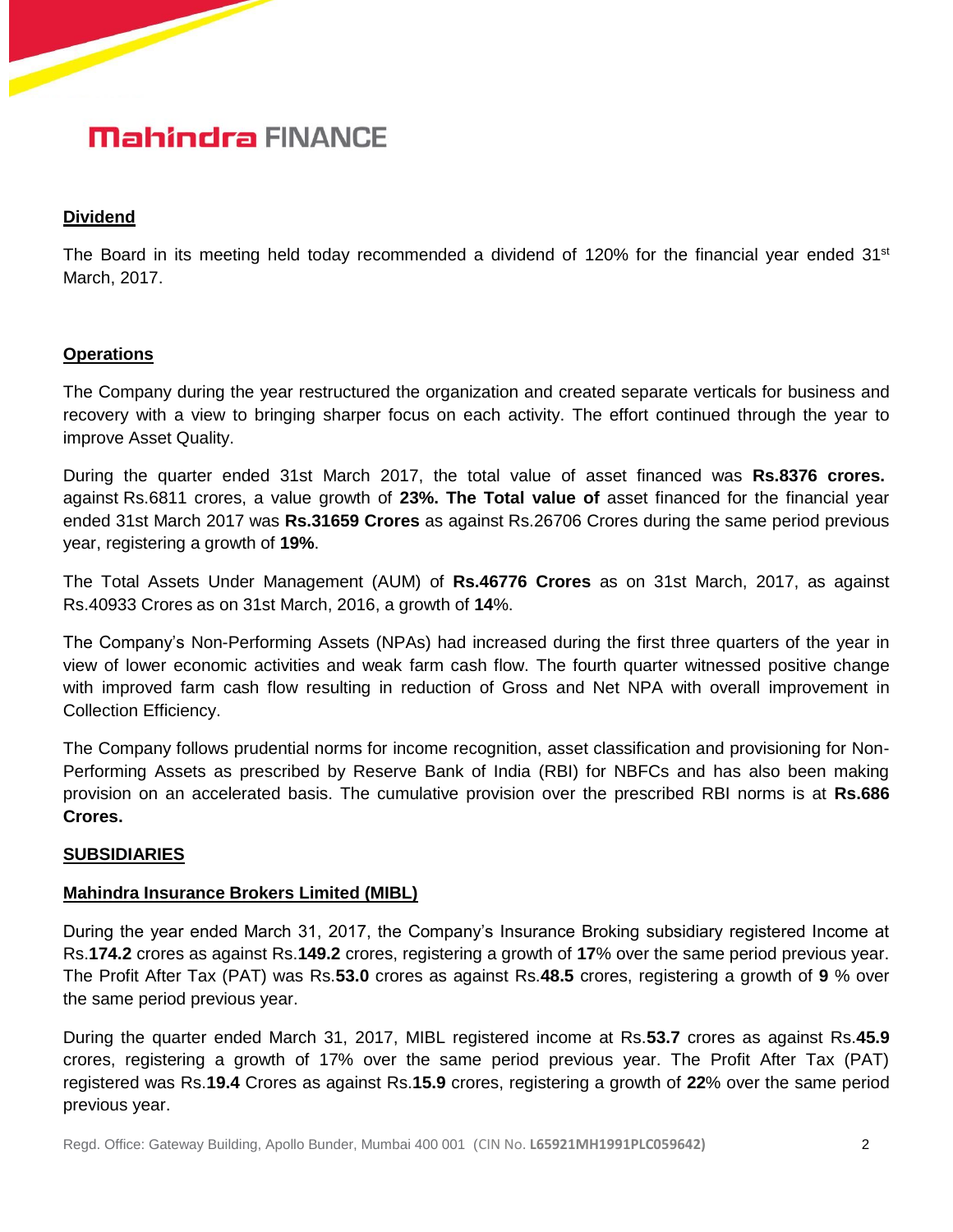## Dividend

The Board in its meeting held today recommended a dividend of 120% for the financial year ended 31st March, 2017.

## Operations

The Company during the year restructured the organization and created separate verticals for business and recovery with a view to bringing sharper focus on each activity. The effort continued through the year to improve Asset Quality.

During the quarter ended 31st March 2017, the total value of asset financed was **Rs.8376 crores.** against Rs.6811 crores, a value growth of **23%. The Total value of** asset financed for the financial year ended 31st March 2017 was **Rs.31659 Crores** as against Rs.26706 Crores during the same period previous year, registering a growth of **19%**.

The Total Assets Under Management (AUM) of **Rs.46776 Crores** as on 31st March, 2017, as against Rs.40933 Crores as on 31st March, 2016, a growth of **14**%.

The Company's Non-Performing Assets (NPAs) had increased during the first three quarters of the year in view of lower economic activities and weak farm cash flow. The fourth quarter witnessed positive change with improved farm cash flow resulting in reduction of Gross and Net NPA with overall improvement in Collection Efficiency.

The Company follows prudential norms for income recognition, asset classification and provisioning for Non-Performing Assets as prescribed by Reserve Bank of India (RBI) for NBFCs and has also been making provision on an accelerated basis. The cumulative provision over the prescribed RBI norms is at **Rs.686 Crores.**

## SUBSIDIARIES

### Mahindra Insurance Brokers Limited (MIBL)

During the year ended March 31, 2017, the Company's Insurance Broking subsidiary registered Income at Rs.**174.2** crores as against Rs.**149.2** crores, registering a growth of **17**% over the same period previous year. The Profit After Tax (PAT) was Rs.**53.0** crores as against Rs.**48.5** crores, registering a growth of **9** % over the same period previous year.

During the quarter ended March 31, 2017, MIBL registered income at Rs.**53.7** crores as against Rs.**45.9** crores, registering a growth of 17% over the same period previous year. The Profit After Tax (PAT) registered was Rs.**19.4** Crores as against Rs.**15.9** crores, registering a growth of **22**% over the same period previous year.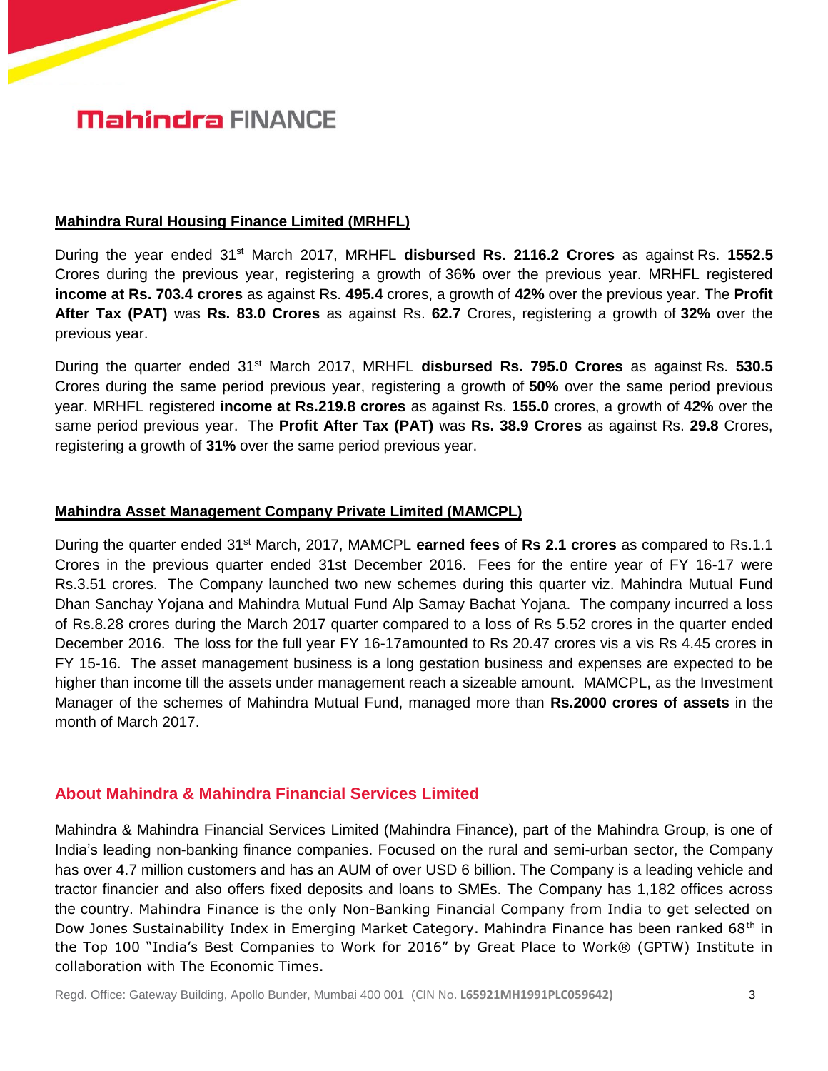**Mahindra Rural Housing Finance Limited (MRHFL)**

During the year ended 31st March 2017, MRHFL **disbursed Rs. 2116.2 Crores** as against Rs. **1552.5** Crores during the previous year, registering a growth of 36**%** over the previous year. MRHFL registered **income at Rs. 703.4 crores** as against Rs. **495.4** crores, a growth of **42%** over the previous year. The **Profit After Tax (PAT)** was **Rs. 83.0 Crores** as against Rs. **62.7** Crores, registering a growth of **32%** over the previous year.

During the quarter ended 31st March 2017, MRHFL **disbursed Rs. 795.0 Crores** as against Rs. **530.5** Crores during the same period previous year, registering a growth of **50%** over the same period previous year. MRHFL registered **income at Rs.219.8 crores** as against Rs. **155.0** crores, a growth of **42%** over the same period previous year. The **Profit After Tax (PAT)** was **Rs. 38.9 Crores** as against Rs. **29.8** Crores, registering a growth of **31%** over the same period previous year.

**Mahindra Asset Management Company Private Limited (MAMCPL)**

During the quarter ended 31st March, 2017, MAMCPL **earned fees** of **Rs 2.1 crores** as compared to Rs.1.1 Crores in the previous quarter ended 31st December 2016. Fees for the entire year of FY 16-17 were Rs.3.51 crores. The Company launched two new schemes during this quarter viz. Mahindra Mutual Fund Dhan Sanchay Yojana and Mahindra Mutual Fund Alp Samay Bachat Yojana. The company incurred a loss of Rs.8.28 crores during the March 2017 quarter compared to a loss of Rs 5.52 crores in the quarter ended December 2016. The loss for the full year FY 16-17amounted to Rs 20.47 crores vis a vis Rs 4.45 crores in FY 15-16. The asset management business is a long gestation business and expenses are expected to be higher than income till the assets under management reach a sizeable amount. MAMCPL, as the Investment Manager of the schemes of Mahindra Mutual Fund, managed more than **Rs.2000 crores of assets** in the month of March 2017.

## About Mahindra & Mahindra Financial Services Limited

Mahindra & Mahindra Financial Services Limited (Mahindra Finance), part of the Mahindra Group, is one of India's leading non-banking finance companies. Focused on the rural and semi-urban sector, the Company has over 4.7 million customers and has an AUM of over USD 6 billion. The Company is a leading vehicle and tractor financier and also offers fixed deposits and loans to SMEs. The Company has 1,182 offices across the country. Mahindra Finance is the only Non-Banking Financial Company from India to get selected on Dow Jones Sustainability Index in Emerging Market Category. Mahindra Finance has been ranked 68th in the Top 100 "India's Best Companies to Work for 2016" by Great Place to Work® (GPTW) Institute in collaboration with The Economic Times.

Regd. Office: Gateway Building, Apollo Bunder, Mumbai 400 001 (CIN No. **L65921MH1991PLC059642)**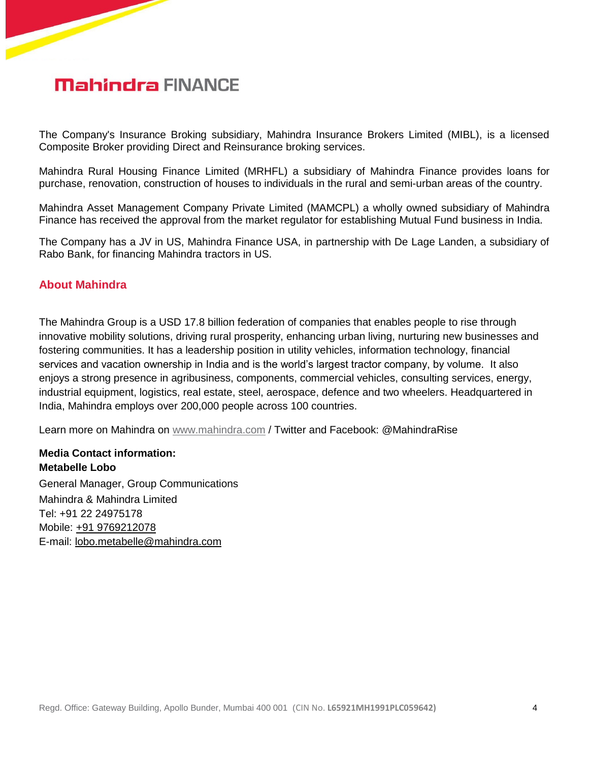The Company's Insurance Broking subsidiary, Mahindra Insurance Brokers Limited (MIBL), is a licensed Composite Broker providing Direct and Reinsurance broking services.

Mahindra Rural Housing Finance Limited (MRHFL) a subsidiary of Mahindra Finance provides loans for purchase, renovation, construction of houses to individuals in the rural and semi-urban areas of the country.

Mahindra Asset Management Company Private Limited (MAMCPL) a wholly owned subsidiary of Mahindra Finance has received the approval from the market regulator for establishing Mutual Fund business in India.

The Company has a JV in US, Mahindra Finance USA, in partnership with De Lage Landen, a subsidiary of Rabo Bank, for financing Mahindra tractors in US.

## About Mahindra

The Mahindra Group is a USD 17.8 billion federation of companies that enables people to rise through innovative mobility solutions, driving rural prosperity, enhancing urban living, nurturing new businesses and fostering communities. It has a leadership position in utility vehicles, information technology, financial services and vacation ownership in India and is the world's largest tractor company, by volume. It also enjoys a strong presence in agribusiness, components, commercial vehicles, consulting services, energy, industrial equipment, logistics, real estate, steel, aerospace, defence and two wheelers. Headquartered in India, Mahindra employs over 200,000 people across 100 countries.

Learn more on Mahindra on www.mahindra.com / Twitter and Facebook: @MahindraRise

**Media Contact information:**
**Metabelle Lobo**
General Manager, Group Communications
Mahindra & Mahindra Limited
Tel: +91 22 24975178
Mobile: +91 9769212078
E-mail: lobo.metabelle@mahindra.com

Regd. Office: Gateway Building, Apollo Bunder, Mumbai 400 001 (CIN No. **L65921MH1991PLC059642**)